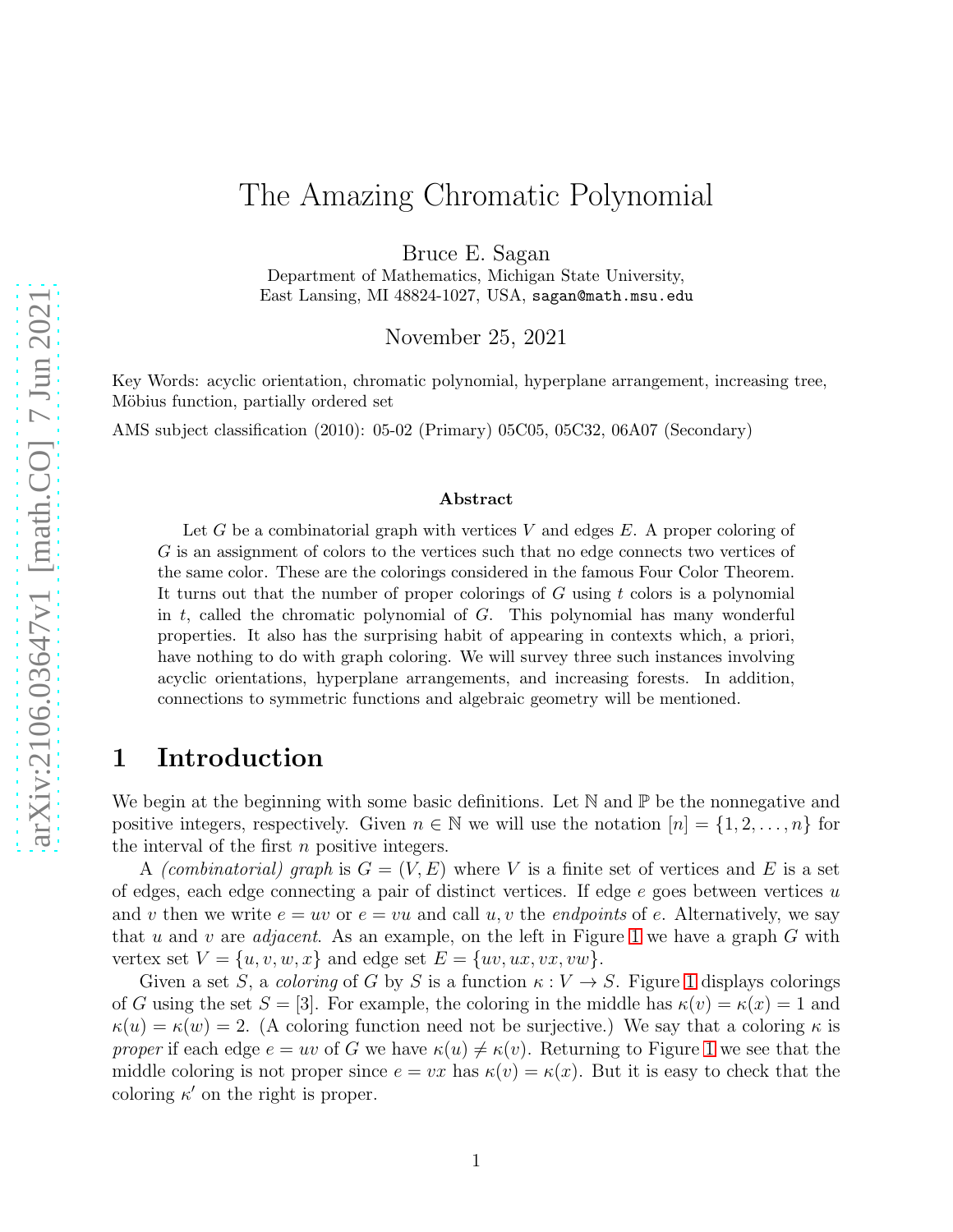# The Amazing Chromatic Polynomial

Bruce E. Sagan
Department of Mathematics, Michigan State University,
East Lansing, MI 48824-1027, USA, sagan@math.msu.edu

November 25, 2021

Key Words: acyclic orientation, chromatic polynomial, hyperplane arrangement, increasing tree, Möbius function, partially ordered set

AMS subject classification (2010): 05-02 (Primary) 05C05, 05C32, 06A07 (Secondary)

**Abstract**

Let $G$ be a combinatorial graph with vertices $V$ and edges $E$. A proper coloring of $G$ is an assignment of colors to the vertices such that no edge connects two vertices of the same color. These are the colorings considered in the famous Four Color Theorem. It turns out that the number of proper colorings of $G$ using $t$ colors is a polynomial in $t$, called the chromatic polynomial of $G$. This polynomial has many wonderful properties. It also has the surprising habit of appearing in contexts which, a priori, have nothing to do with graph coloring. We will survey three such instances involving acyclic orientations, hyperplane arrangements, and increasing forests. In addition, connections to symmetric functions and algebraic geometry will be mentioned.

## 1 Introduction

We begin at the beginning with some basic definitions. Let $\mathbb{N}$ and $\mathbb{P}$ be the nonnegative and positive integers, respectively. Given $n \in \mathbb{N}$ we will use the notation $[n] = \{1, 2, \ldots, n\}$ for the interval of the first $n$ positive integers.

A *(combinatorial) graph* is $G = (V, E)$ where $V$ is a finite set of vertices and $E$ is a set of edges, each edge connecting a pair of distinct vertices. If edge $e$ goes between vertices $u$ and $v$ then we write $e = uv$ or $e = vu$ and call $u, v$ the *endpoints* of $e$. Alternatively, we say that $u$ and $v$ are *adjacent*. As an example, on the left in Figure 1 we have a graph $G$ with vertex set $V = \{u, v, w, x\}$ and edge set $E = \{uv, ux, vx, vw\}$.

Given a set $S$, a *coloring* of $G$ by $S$ is a function $\kappa : V \to S$. Figure 1 displays colorings of $G$ using the set $S = [3]$. For example, the coloring in the middle has $\kappa(v) = \kappa(x) = 1$ and $\kappa(u) = \kappa(w) = 2$. (A coloring function need not be surjective.) We say that a coloring $\kappa$ is *proper* if each edge $e = uv$ of $G$ we have $\kappa(u) \neq \kappa(v)$. Returning to Figure 1 we see that the middle coloring is not proper since $e = vx$ has $\kappa(v) = \kappa(x)$. But it is easy to check that the coloring $\kappa'$ on the right is proper.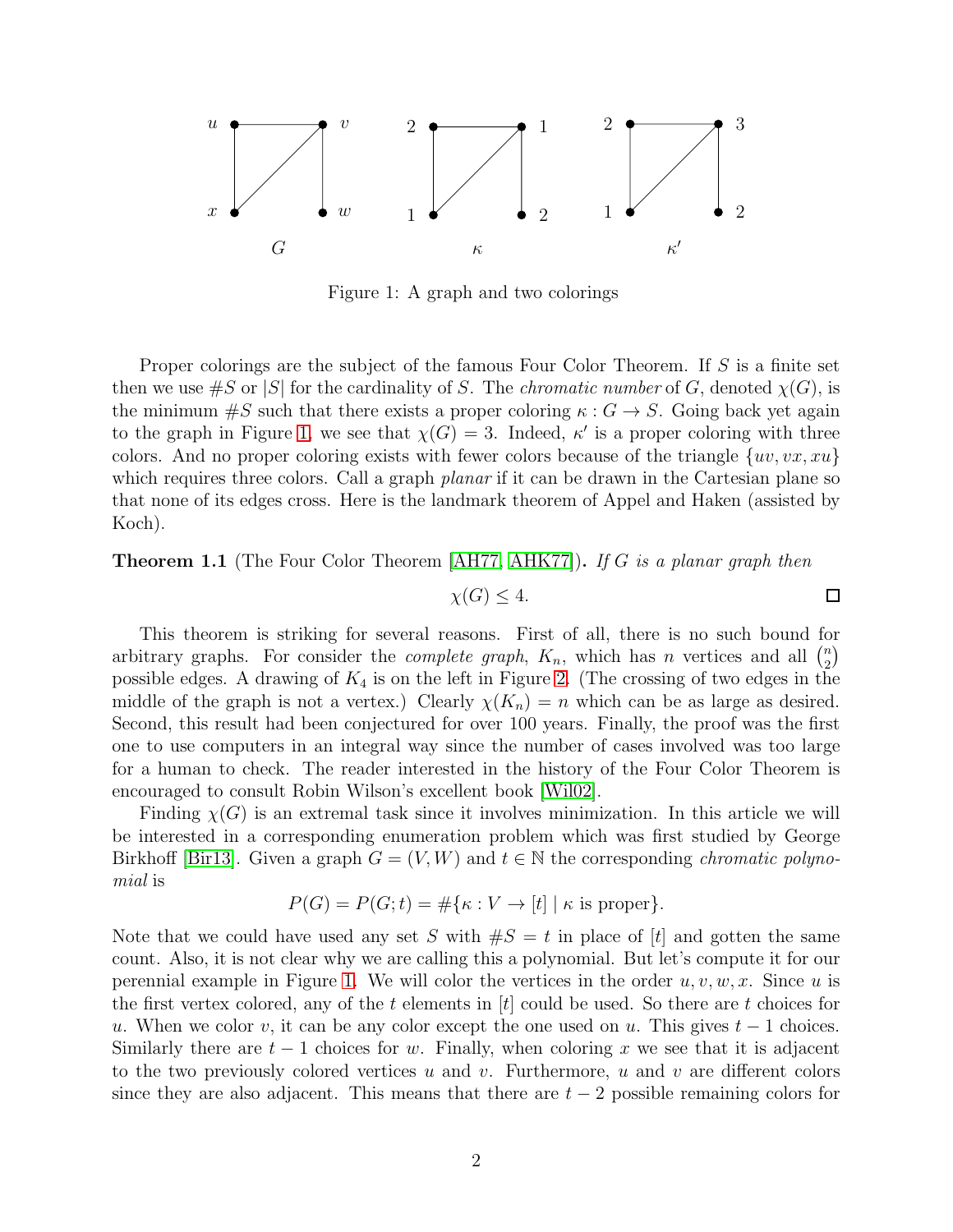Figure 1: A graph and two colorings

Proper colorings are the subject of the famous Four Color Theorem. If $S$ is a finite set then we use $\#S$ or $|S|$ for the cardinality of $S$. The *chromatic number* of $G$, denoted $\chi(G)$, is the minimum $\#S$ such that there exists a proper coloring $\kappa : G \to S$. Going back yet again to the graph in Figure 1, we see that $\chi(G) = 3$. Indeed, $\kappa'$ is a proper coloring with three colors. And no proper coloring exists with fewer colors because of the triangle $\{uv, vx, xu\}$ which requires three colors. Call a graph *planar* if it can be drawn in the Cartesian plane so that none of its edges cross. Here is the landmark theorem of Appel and Haken (assisted by Koch).

**Theorem 1.1** (The Four Color Theorem [AH77, AHK77]). *If $G$ is a planar graph then*

$$\chi(G) \leq 4.$$

□

This theorem is striking for several reasons. First of all, there is no such bound for arbitrary graphs. For consider the *complete graph*, $K_n$, which has $n$ vertices and all $\binom{n}{2}$ possible edges. A drawing of $K_4$ is on the left in Figure 2. (The crossing of two edges in the middle of the graph is not a vertex.) Clearly $\chi(K_n) = n$ which can be as large as desired. Second, this result had been conjectured for over 100 years. Finally, the proof was the first one to use computers in an integral way since the number of cases involved was too large for a human to check. The reader interested in the history of the Four Color Theorem is encouraged to consult Robin Wilson's excellent book [Wil02].

Finding $\chi(G)$ is an extremal task since it involves minimization. In this article we will be interested in a corresponding enumeration problem which was first studied by George Birkhoff [Bir13]. Given a graph $G = (V, W)$ and $t \in \mathbb{N}$ the corresponding *chromatic polynomial* is

$$P(G) = P(G; t) = \#\{\kappa : V \to [t] \mid \kappa \text{ is proper}\}.$$

Note that we could have used any set $S$ with $\#S = t$ in place of $[t]$ and gotten the same count. Also, it is not clear why we are calling this a polynomial. But let's compute it for our perennial example in Figure 1. We will color the vertices in the order $u, v, w, x$. Since $u$ is the first vertex colored, any of the $t$ elements in $[t]$ could be used. So there are $t$ choices for $u$. When we color $v$, it can be any color except the one used on $u$. This gives $t - 1$ choices. Similarly there are $t - 1$ choices for $w$. Finally, when coloring $x$ we see that it is adjacent to the two previously colored vertices $u$ and $v$. Furthermore, $u$ and $v$ are different colors since they are also adjacent. This means that there are $t - 2$ possible remaining colors for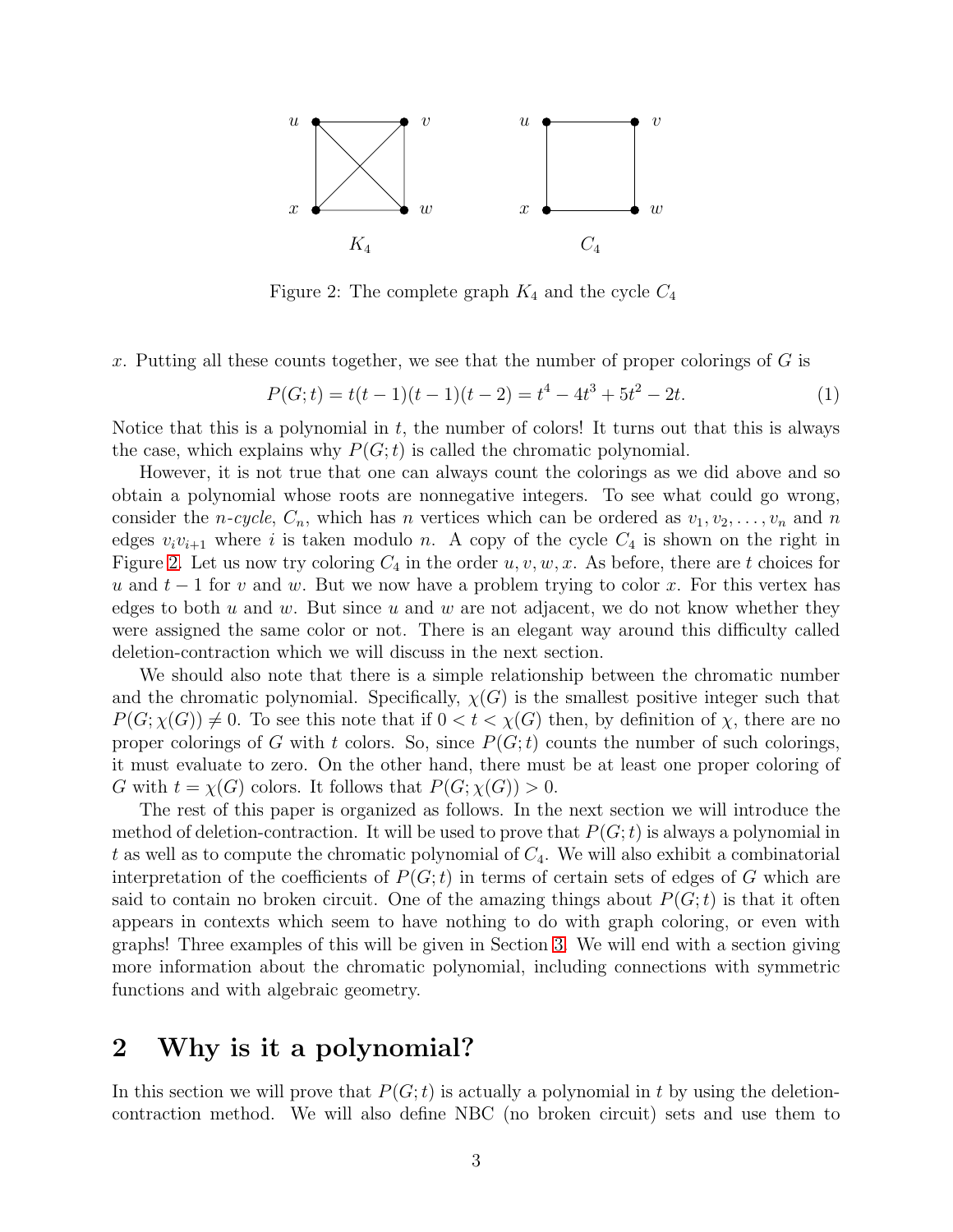Figure 2: The complete graph $K_4$ and the cycle $C_4$

$x$. Putting all these counts together, we see that the number of proper colorings of $G$ is

$$P(G;t) = t(t-1)(t-1)(t-2) = t^4 - 4t^3 + 5t^2 - 2t. \tag{1}$$

Notice that this is a polynomial in $t$, the number of colors! It turns out that this is always the case, which explains why $P(G;t)$ is called the chromatic polynomial.

However, it is not true that one can always count the colorings as we did above and so obtain a polynomial whose roots are nonnegative integers. To see what could go wrong, consider the *n-cycle*, $C_n$, which has $n$ vertices which can be ordered as $v_1, v_2, \ldots, v_n$ and $n$ edges $v_i v_{i+1}$ where $i$ is taken modulo $n$. A copy of the cycle $C_4$ is shown on the right in Figure 2. Let us now try coloring $C_4$ in the order $u, v, w, x$. As before, there are $t$ choices for $u$ and $t-1$ for $v$ and $w$. But we now have a problem trying to color $x$. For this vertex has edges to both $u$ and $w$. But since $u$ and $w$ are not adjacent, we do not know whether they were assigned the same color or not. There is an elegant way around this difficulty called deletion-contraction which we will discuss in the next section.

We should also note that there is a simple relationship between the chromatic number and the chromatic polynomial. Specifically, $\chi(G)$ is the smallest positive integer such that $P(G;\chi(G)) \neq 0$. To see this note that if $0 < t < \chi(G)$ then, by definition of $\chi$, there are no proper colorings of $G$ with $t$ colors. So, since $P(G;t)$ counts the number of such colorings, it must evaluate to zero. On the other hand, there must be at least one proper coloring of $G$ with $t = \chi(G)$ colors. It follows that $P(G;\chi(G)) > 0$.

The rest of this paper is organized as follows. In the next section we will introduce the method of deletion-contraction. It will be used to prove that $P(G;t)$ is always a polynomial in $t$ as well as to compute the chromatic polynomial of $C_4$. We will also exhibit a combinatorial interpretation of the coefficients of $P(G;t)$ in terms of certain sets of edges of $G$ which are said to contain no broken circuit. One of the amazing things about $P(G;t)$ is that it often appears in contexts which seem to have nothing to do with graph coloring, or even with graphs! Three examples of this will be given in Section 3. We will end with a section giving more information about the chromatic polynomial, including connections with symmetric functions and with algebraic geometry.

## 2 Why is it a polynomial?

In this section we will prove that $P(G;t)$ is actually a polynomial in $t$ by using the deletion-contraction method. We will also define NBC (no broken circuit) sets and use them to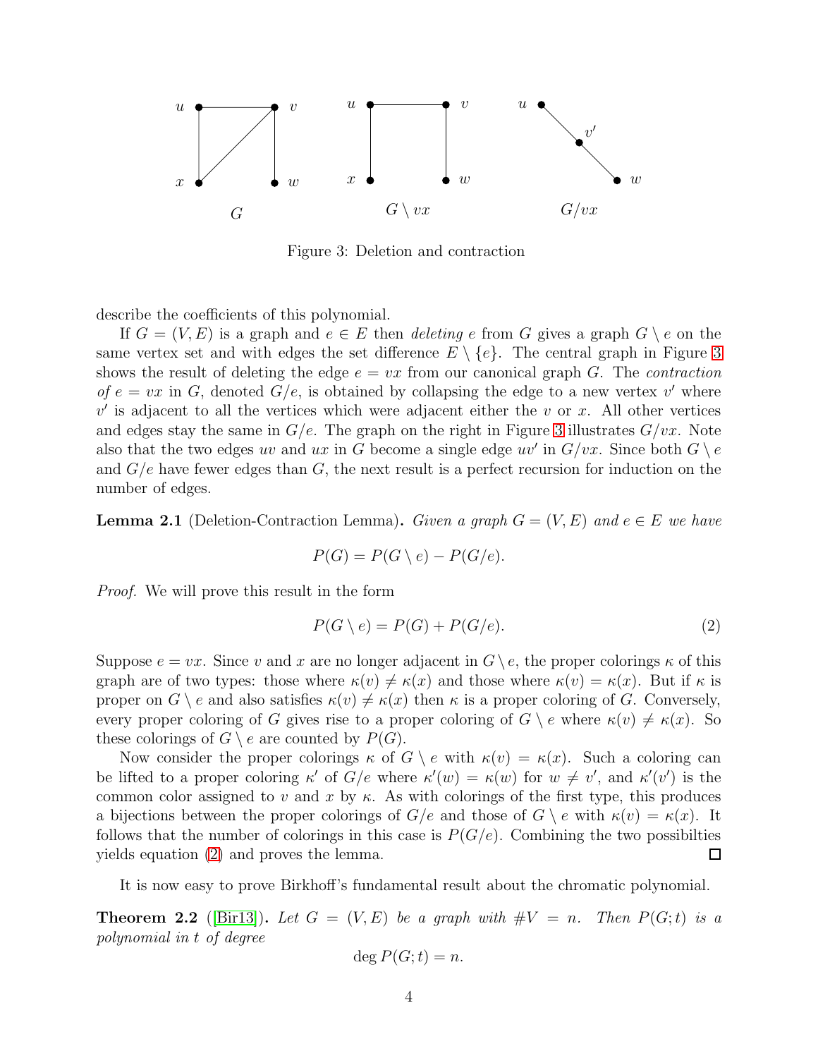Figure 3: Deletion and contraction

describe the coefficients of this polynomial.

If $G = (V, E)$ is a graph and $e \in E$ then *deleting* $e$ from $G$ gives a graph $G \setminus e$ on the same vertex set and with edges the set difference $E \setminus \{e\}$. The central graph in Figure 3 shows the result of deleting the edge $e = vx$ from our canonical graph $G$. The *contraction of* $e = vx$ in $G$, denoted $G/e$, is obtained by collapsing the edge to a new vertex $v'$ where $v'$ is adjacent to all the vertices which were adjacent either the $v$ or $x$. All other vertices and edges stay the same in $G/e$. The graph on the right in Figure 3 illustrates $G/vx$. Note also that the two edges $uv$ and $ux$ in $G$ become a single edge $uv'$ in $G/vx$. Since both $G \setminus e$ and $G/e$ have fewer edges than $G$, the next result is a perfect recursion for induction on the number of edges.

**Lemma 2.1** (Deletion-Contraction Lemma)**.** *Given a graph $G = (V, E)$ and $e \in E$ we have*

$$P(G) = P(G \setminus e) - P(G/e).$$

*Proof.* We will prove this result in the form

$$P(G \setminus e) = P(G) + P(G/e). \tag{2}$$

Suppose $e = vx$. Since $v$ and $x$ are no longer adjacent in $G \setminus e$, the proper colorings $\kappa$ of this graph are of two types: those where $\kappa(v) \neq \kappa(x)$ and those where $\kappa(v) = \kappa(x)$. But if $\kappa$ is proper on $G \setminus e$ and also satisfies $\kappa(v) \neq \kappa(x)$ then $\kappa$ is a proper coloring of $G$. Conversely, every proper coloring of $G$ gives rise to a proper coloring of $G \setminus e$ where $\kappa(v) \neq \kappa(x)$. So these colorings of $G \setminus e$ are counted by $P(G)$.

Now consider the proper colorings $\kappa$ of $G \setminus e$ with $\kappa(v) = \kappa(x)$. Such a coloring can be lifted to a proper coloring $\kappa'$ of $G/e$ where $\kappa'(w) = \kappa(w)$ for $w \neq v'$, and $\kappa'(v')$ is the common color assigned to $v$ and $x$ by $\kappa$. As with colorings of the first type, this produces a bijections between the proper colorings of $G/e$ and those of $G \setminus e$ with $\kappa(v) = \kappa(x)$. It follows that the number of colorings in this case is $P(G/e)$. Combining the two possibilties yields equation (2) and proves the lemma. ∎

It is now easy to prove Birkhoff's fundamental result about the chromatic polynomial.

**Theorem 2.2** ([Bir13])**.** *Let $G = (V, E)$ be a graph with $\#V = n$. Then $P(G; t)$ is a polynomial in $t$ of degree*

$$\deg P(G; t) = n.$$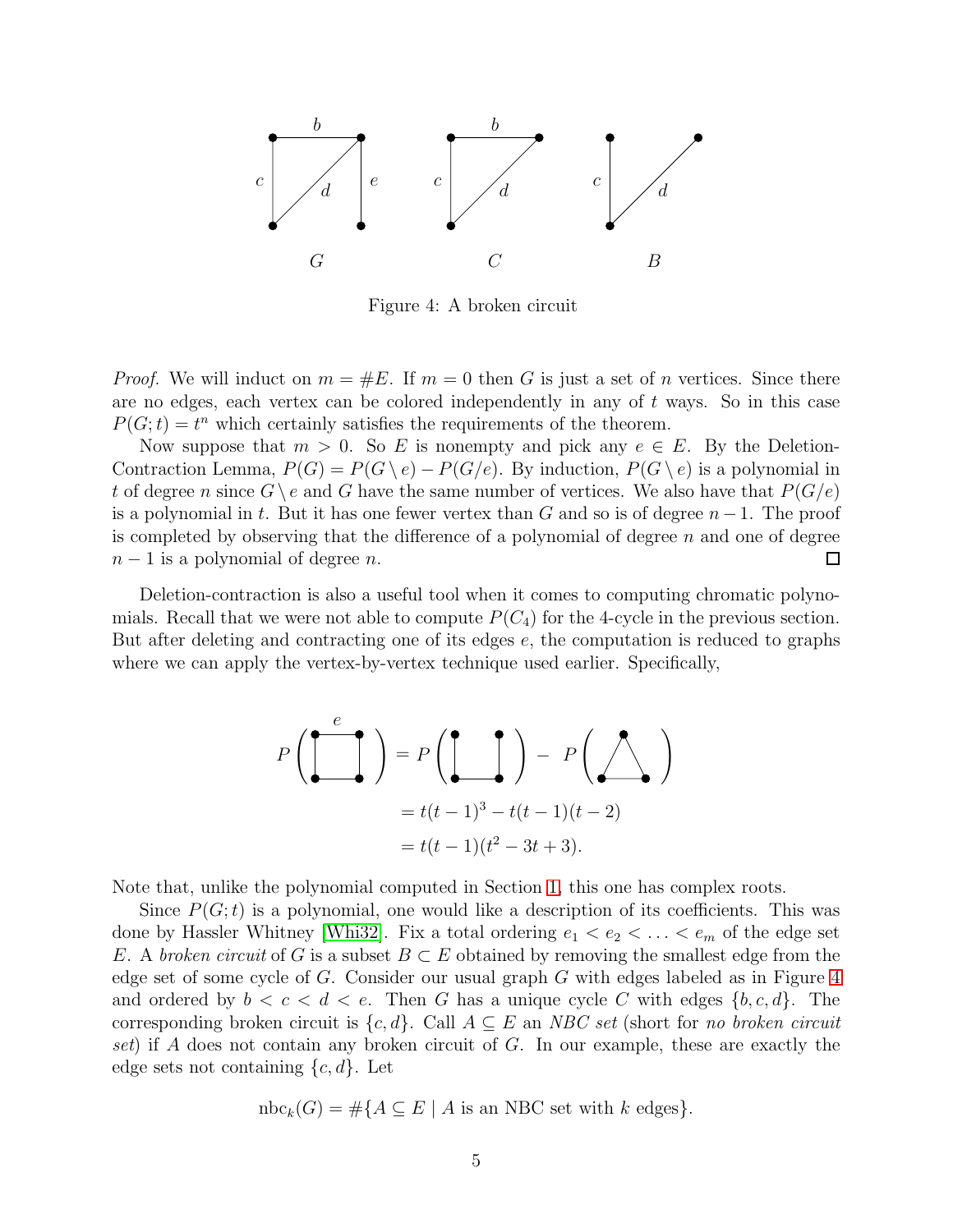Figure 4: A broken circuit

*Proof.* We will induct on $m = \#E$. If $m = 0$ then $G$ is just a set of $n$ vertices. Since there are no edges, each vertex can be colored independently in any of $t$ ways. So in this case $P(G;t) = t^n$ which certainly satisfies the requirements of the theorem.

Now suppose that $m > 0$. So $E$ is nonempty and pick any $e \in E$. By the Deletion-Contraction Lemma, $P(G) = P(G \setminus e) - P(G/e)$. By induction, $P(G \setminus e)$ is a polynomial in $t$ of degree $n$ since $G \setminus e$ and $G$ have the same number of vertices. We also have that $P(G/e)$ is a polynomial in $t$. But it has one fewer vertex than $G$ and so is of degree $n-1$. The proof is completed by observing that the difference of a polynomial of degree $n$ and one of degree $n-1$ is a polynomial of degree $n$. $\square$

Deletion-contraction is also a useful tool when it comes to computing chromatic polynomials. Recall that we were not able to compute $P(C_4)$ for the 4-cycle in the previous section. But after deleting and contracting one of its edges $e$, the computation is reduced to graphs where we can apply the vertex-by-vertex technique used earlier. Specifically,

$$
\begin{aligned}
P(C_4) &= P(P_4) - P(K_3) \\
&= t(t-1)^3 - t(t-1)(t-2) \\
&= t(t-1)(t^2 - 3t + 3).
\end{aligned}
$$

Note that, unlike the polynomial computed in Section 1, this one has complex roots.

Since $P(G;t)$ is a polynomial, one would like a description of its coefficients. This was done by Hassler Whitney [Whi32]. Fix a total ordering $e_1 < e_2 < \ldots < e_m$ of the edge set $E$. A *broken circuit* of $G$ is a subset $B \subset E$ obtained by removing the smallest edge from the edge set of some cycle of $G$. Consider our usual graph $G$ with edges labeled as in Figure 4 and ordered by $b < c < d < e$. Then $G$ has a unique cycle $C$ with edges $\{b, c, d\}$. The corresponding broken circuit is $\{c, d\}$. Call $A \subseteq E$ an *NBC set* (short for *no broken circuit set*) if $A$ does not contain any broken circuit of $G$. In our example, these are exactly the edge sets not containing $\{c, d\}$. Let

$$
\mathrm{nbc}_k(G) = \#\{A \subseteq E \mid A \text{ is an NBC set with } k \text{ edges}\}.
$$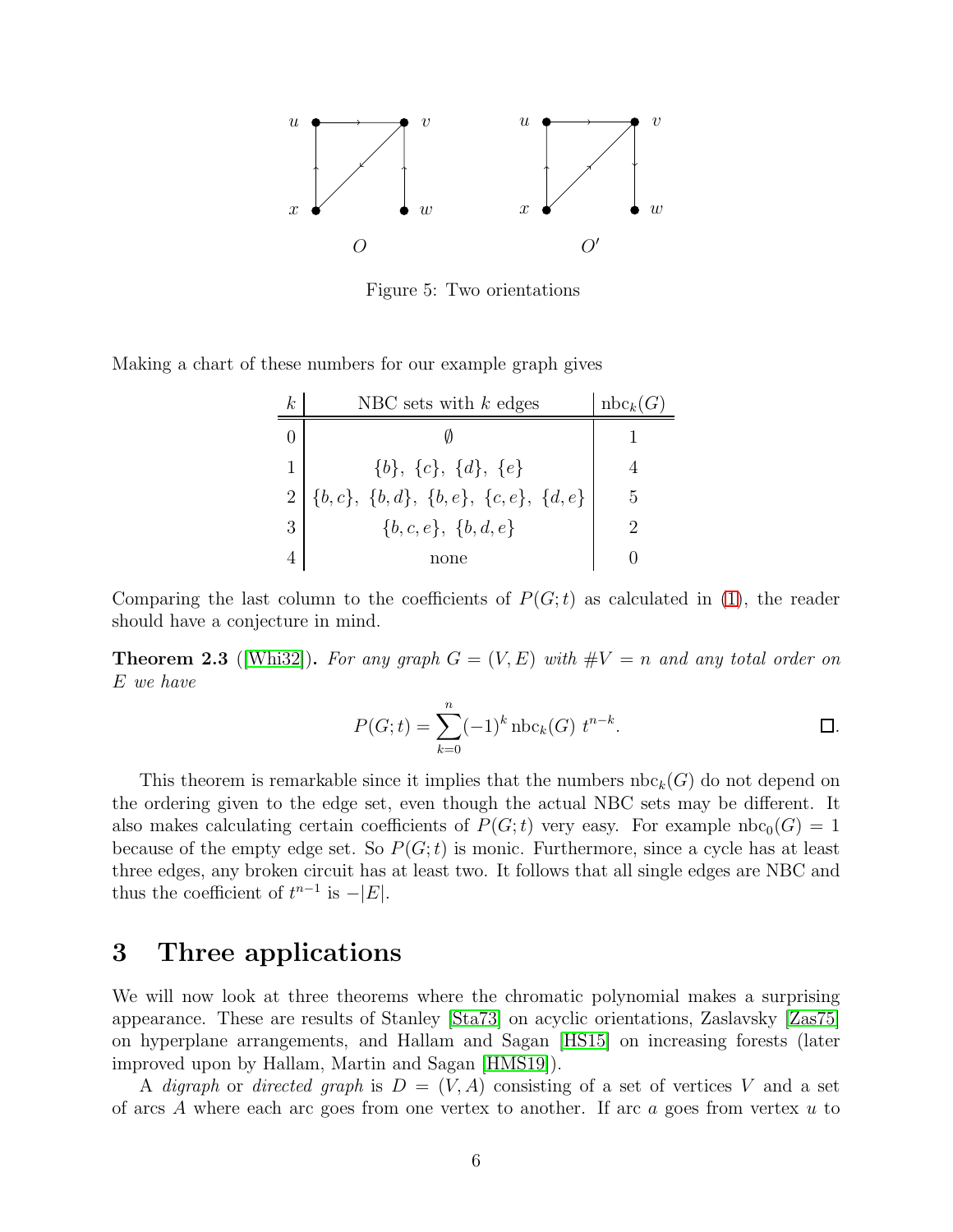Figure 5: Two orientations

Making a chart of these numbers for our example graph gives

| $k$ | NBC sets with $k$ edges | $\text{nbc}_k(G)$ |
|---|---|---|
| 0 | $\emptyset$ | 1 |
| 1 | $\{b\}$, $\{c\}$, $\{d\}$, $\{e\}$ | 4 |
| 2 | $\{b,c\}$, $\{b,d\}$, $\{b,e\}$, $\{c,e\}$, $\{d,e\}$ | 5 |
| 3 | $\{b,c,e\}$, $\{b,d,e\}$ | 2 |
| 4 | none | 0 |

Comparing the last column to the coefficients of $P(G;t)$ as calculated in (1), the reader should have a conjecture in mind.

**Theorem 2.3** ([Whi32]). *For any graph $G = (V,E)$ with $\#V = n$ and any total order on $E$ we have*

$$P(G;t) = \sum_{k=0}^{n} (-1)^k \,\text{nbc}_k(G)\; t^{n-k}. \qquad \square.$$

This theorem is remarkable since it implies that the numbers $\text{nbc}_k(G)$ do not depend on the ordering given to the edge set, even though the actual NBC sets may be different. It also makes calculating certain coefficients of $P(G;t)$ very easy. For example $\text{nbc}_0(G) = 1$ because of the empty edge set. So $P(G;t)$ is monic. Furthermore, since a cycle has at least three edges, any broken circuit has at least two. It follows that all single edges are NBC and thus the coefficient of $t^{n-1}$ is $-|E|$.

# 3 Three applications

We will now look at three theorems where the chromatic polynomial makes a surprising appearance. These are results of Stanley [Sta73] on acyclic orientations, Zaslavsky [Zas75] on hyperplane arrangements, and Hallam and Sagan [HS15] on increasing forests (later improved upon by Hallam, Martin and Sagan [HMS19]).

A *digraph* or *directed graph* is $D = (V, A)$ consisting of a set of vertices $V$ and a set of arcs $A$ where each arc goes from one vertex to another. If arc $a$ goes from vertex $u$ to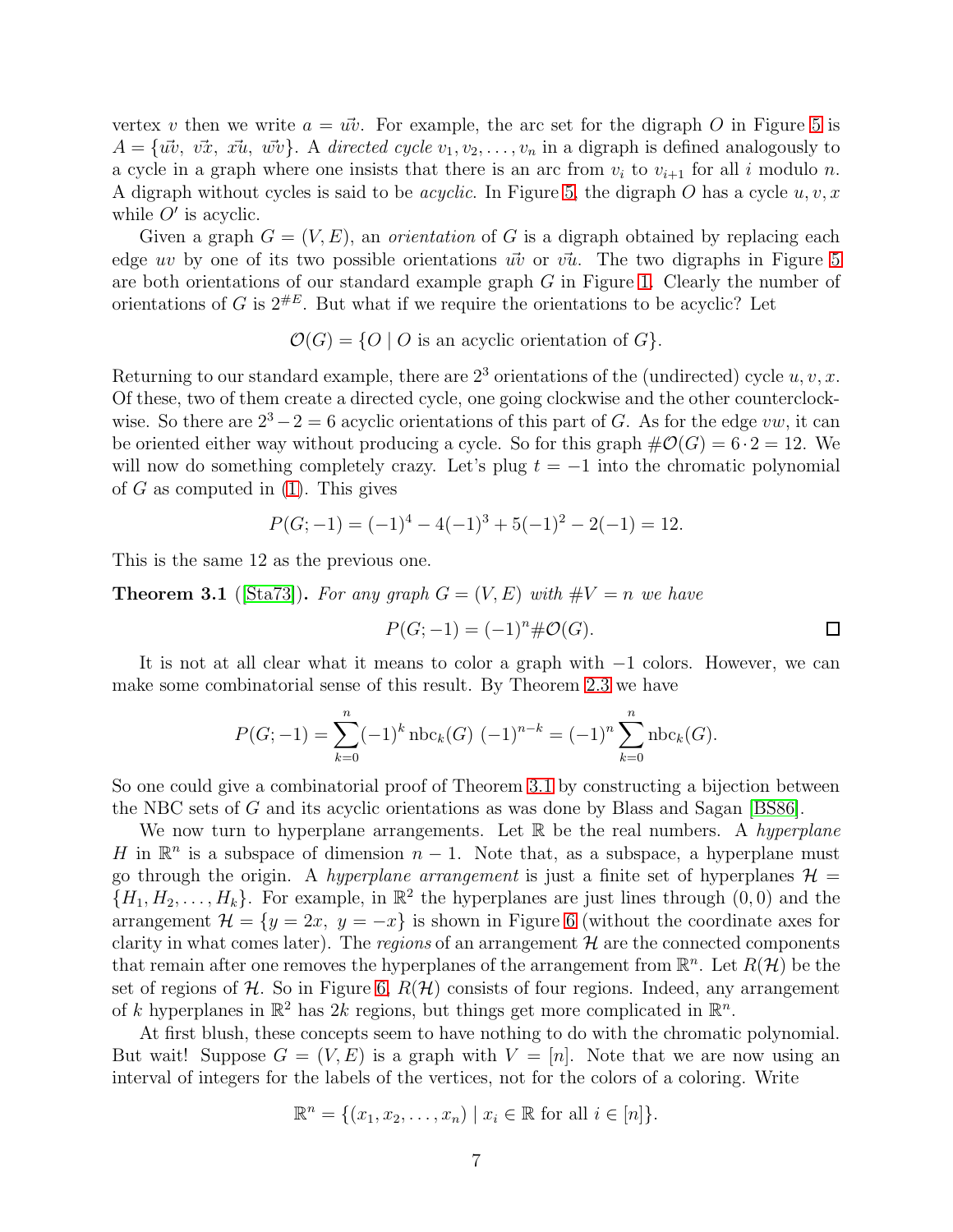vertex $v$ then we write $a = \vec{uv}$. For example, the arc set for the digraph $O$ in Figure 5 is $A = \{\vec{uv},\ \vec{vx},\ \vec{xu},\ \vec{wv}\}$. A *directed cycle* $v_1, v_2, \ldots, v_n$ in a digraph is defined analogously to a cycle in a graph where one insists that there is an arc from $v_i$ to $v_{i+1}$ for all $i$ modulo $n$. A digraph without cycles is said to be *acyclic*. In Figure 5, the digraph $O$ has a cycle $u, v, x$ while $O'$ is acyclic.

Given a graph $G = (V, E)$, an *orientation* of $G$ is a digraph obtained by replacing each edge $uv$ by one of its two possible orientations $\vec{uv}$ or $\vec{vu}$. The two digraphs in Figure 5 are both orientations of our standard example graph $G$ in Figure 1. Clearly the number of orientations of $G$ is $2^{\#E}$. But what if we require the orientations to be acyclic? Let

$$\mathcal{O}(G) = \{O \mid O \text{ is an acyclic orientation of } G\}.$$

Returning to our standard example, there are $2^3$ orientations of the (undirected) cycle $u, v, x$. Of these, two of them create a directed cycle, one going clockwise and the other counterclockwise. So there are $2^3 - 2 = 6$ acyclic orientations of this part of $G$. As for the edge $vw$, it can be oriented either way without producing a cycle. So for this graph $\#\mathcal{O}(G) = 6 \cdot 2 = 12$. We will now do something completely crazy. Let's plug $t = -1$ into the chromatic polynomial of $G$ as computed in (1). This gives

$$P(G; -1) = (-1)^4 - 4(-1)^3 + 5(-1)^2 - 2(-1) = 12.$$

This is the same 12 as the previous one.

**Theorem 3.1** ([Sta73]). *For any graph $G = (V, E)$ with $\#V = n$ we have*

$$P(G; -1) = (-1)^n \#\mathcal{O}(G).$$

□

It is not at all clear what it means to color a graph with $-1$ colors. However, we can make some combinatorial sense of this result. By Theorem 2.3 we have

$$P(G; -1) = \sum_{k=0}^{n} (-1)^k \operatorname{nbc}_k(G)\ (-1)^{n-k} = (-1)^n \sum_{k=0}^{n} \operatorname{nbc}_k(G).$$

So one could give a combinatorial proof of Theorem 3.1 by constructing a bijection between the NBC sets of $G$ and its acyclic orientations as was done by Blass and Sagan [BS86].

We now turn to hyperplane arrangements. Let $\mathbb{R}$ be the real numbers. A *hyperplane* $H$ in $\mathbb{R}^n$ is a subspace of dimension $n - 1$. Note that, as a subspace, a hyperplane must go through the origin. A *hyperplane arrangement* is just a finite set of hyperplanes $\mathcal{H} = \{H_1, H_2, \ldots, H_k\}$. For example, in $\mathbb{R}^2$ the hyperplanes are just lines through $(0, 0)$ and the arrangement $\mathcal{H} = \{y = 2x,\ y = -x\}$ is shown in Figure 6 (without the coordinate axes for clarity in what comes later). The *regions* of an arrangement $\mathcal{H}$ are the connected components that remain after one removes the hyperplanes of the arrangement from $\mathbb{R}^n$. Let $R(\mathcal{H})$ be the set of regions of $\mathcal{H}$. So in Figure 6, $R(\mathcal{H})$ consists of four regions. Indeed, any arrangement of $k$ hyperplanes in $\mathbb{R}^2$ has $2k$ regions, but things get more complicated in $\mathbb{R}^n$.

At first blush, these concepts seem to have nothing to do with the chromatic polynomial. But wait! Suppose $G = (V, E)$ is a graph with $V = [n]$. Note that we are now using an interval of integers for the labels of the vertices, not for the colors of a coloring. Write

$$\mathbb{R}^n = \{(x_1, x_2, \ldots, x_n) \mid x_i \in \mathbb{R} \text{ for all } i \in [n]\}.$$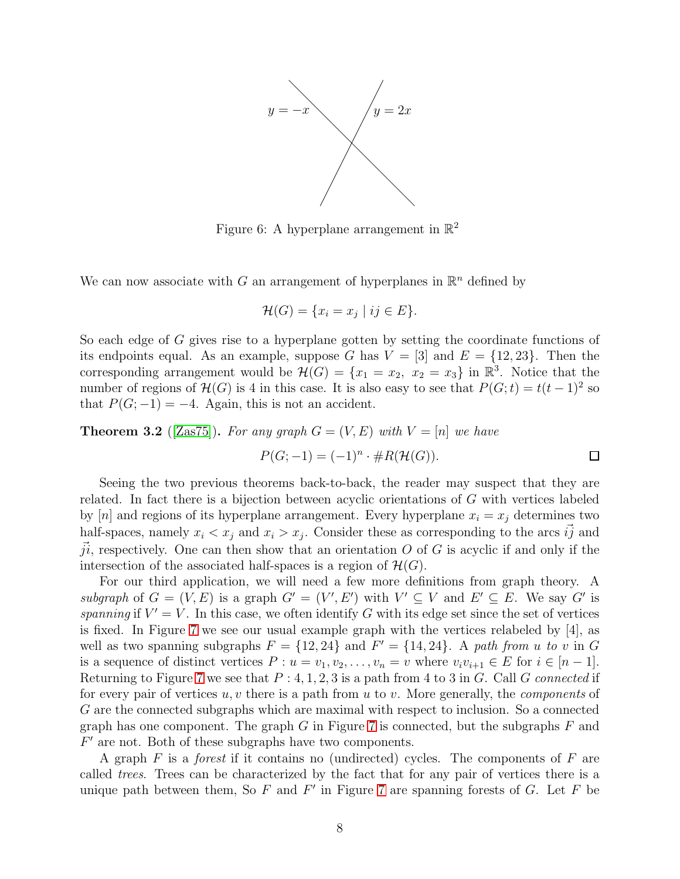Figure 6: A hyperplane arrangement in $\mathbb{R}^2$

We can now associate with $G$ an arrangement of hyperplanes in $\mathbb{R}^n$ defined by

$$\mathcal{H}(G) = \{x_i = x_j \mid ij \in E\}.$$

So each edge of $G$ gives rise to a hyperplane gotten by setting the coordinate functions of its endpoints equal. As an example, suppose $G$ has $V = [3]$ and $E = \{12, 23\}$. Then the corresponding arrangement would be $\mathcal{H}(G) = \{x_1 = x_2,\ x_2 = x_3\}$ in $\mathbb{R}^3$. Notice that the number of regions of $\mathcal{H}(G)$ is 4 in this case. It is also easy to see that $P(G;t) = t(t-1)^2$ so that $P(G;-1) = -4$. Again, this is not an accident.

**Theorem 3.2** ([Zas75]). *For any graph $G = (V,E)$ with $V = [n]$ we have*

$$P(G;-1) = (-1)^n \cdot \#R(\mathcal{H}(G)).$$

□

Seeing the two previous theorems back-to-back, the reader may suspect that they are related. In fact there is a bijection between acyclic orientations of $G$ with vertices labeled by $[n]$ and regions of its hyperplane arrangement. Every hyperplane $x_i = x_j$ determines two half-spaces, namely $x_i < x_j$ and $x_i > x_j$. Consider these as corresponding to the arcs $\vec{ij}$ and $\vec{ji}$, respectively. One can then show that an orientation $O$ of $G$ is acyclic if and only if the intersection of the associated half-spaces is a region of $\mathcal{H}(G)$.

For our third application, we will need a few more definitions from graph theory. A *subgraph* of $G = (V,E)$ is a graph $G' = (V', E')$ with $V' \subseteq V$ and $E' \subseteq E$. We say $G'$ is *spanning* if $V' = V$. In this case, we often identify $G$ with its edge set since the set of vertices is fixed. In Figure 7 we see our usual example graph with the vertices relabeled by $[4]$, as well as two spanning subgraphs $F = \{12, 24\}$ and $F' = \{14, 24\}$. A *path from $u$ to $v$* in $G$ is a sequence of distinct vertices $P : u = v_1, v_2, \ldots, v_n = v$ where $v_iv_{i+1} \in E$ for $i \in [n-1]$. Returning to Figure 7 we see that $P : 4, 1, 2, 3$ is a path from 4 to 3 in $G$. Call $G$ *connected* if for every pair of vertices $u, v$ there is a path from $u$ to $v$. More generally, the *components* of $G$ are the connected subgraphs which are maximal with respect to inclusion. So a connected graph has one component. The graph $G$ in Figure 7 is connected, but the subgraphs $F$ and $F'$ are not. Both of these subgraphs have two components.

A graph $F$ is a *forest* if it contains no (undirected) cycles. The components of $F$ are called *trees*. Trees can be characterized by the fact that for any pair of vertices there is a unique path between them, So $F$ and $F'$ in Figure 7 are spanning forests of $G$. Let $F$ be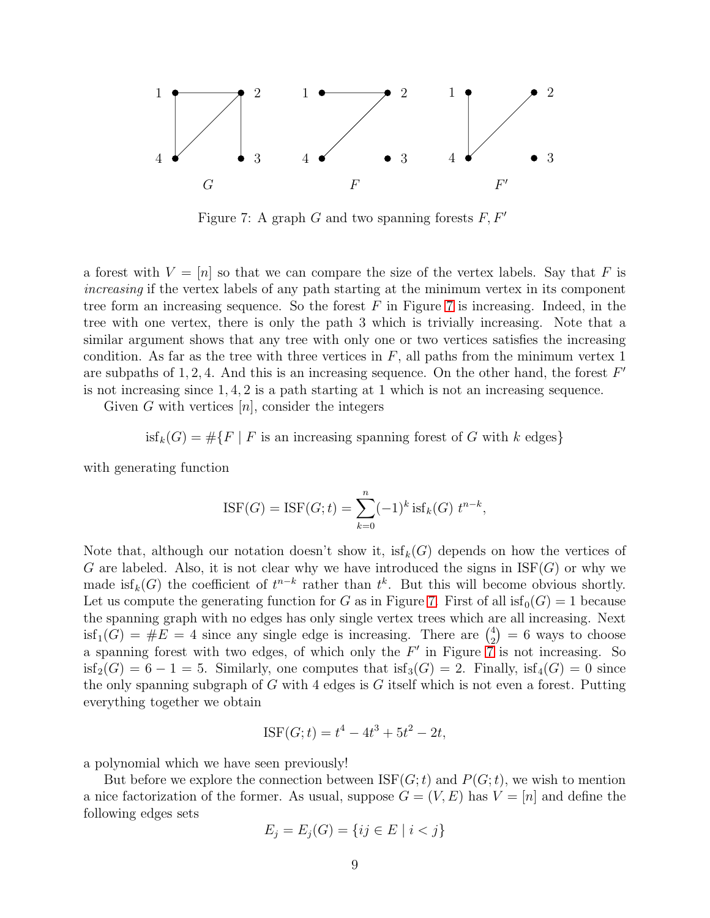Figure 7: A graph $G$ and two spanning forests $F, F'$

a forest with $V = [n]$ so that we can compare the size of the vertex labels. Say that $F$ is *increasing* if the vertex labels of any path starting at the minimum vertex in its component tree form an increasing sequence. So the forest $F$ in Figure 7 is increasing. Indeed, in the tree with one vertex, there is only the path 3 which is trivially increasing. Note that a similar argument shows that any tree with only one or two vertices satisfies the increasing condition. As far as the tree with three vertices in $F$, all paths from the minimum vertex 1 are subpaths of $1, 2, 4$. And this is an increasing sequence. On the other hand, the forest $F'$ is not increasing since $1, 4, 2$ is a path starting at 1 which is not an increasing sequence.

Given $G$ with vertices $[n]$, consider the integers

$$\operatorname{isf}_k(G) = \#\{F \mid F \text{ is an increasing spanning forest of } G \text{ with } k \text{ edges}\}$$

with generating function

$$\operatorname{ISF}(G) = \operatorname{ISF}(G; t) = \sum_{k=0}^{n} (-1)^k \operatorname{isf}_k(G)\ t^{n-k},$$

Note that, although our notation doesn't show it, $\operatorname{isf}_k(G)$ depends on how the vertices of $G$ are labeled. Also, it is not clear why we have introduced the signs in $\operatorname{ISF}(G)$ or why we made $\operatorname{isf}_k(G)$ the coefficient of $t^{n-k}$ rather than $t^k$. But this will become obvious shortly. Let us compute the generating function for $G$ as in Figure 7. First of all $\operatorname{isf}_0(G) = 1$ because the spanning graph with no edges has only single vertex trees which are all increasing. Next $\operatorname{isf}_1(G) = \#E = 4$ since any single edge is increasing. There are $\binom{4}{2} = 6$ ways to choose a spanning forest with two edges, of which only the $F'$ in Figure 7 is not increasing. So $\operatorname{isf}_2(G) = 6 - 1 = 5$. Similarly, one computes that $\operatorname{isf}_3(G) = 2$. Finally, $\operatorname{isf}_4(G) = 0$ since the only spanning subgraph of $G$ with 4 edges is $G$ itself which is not even a forest. Putting everything together we obtain

$$\operatorname{ISF}(G; t) = t^4 - 4t^3 + 5t^2 - 2t,$$

a polynomial which we have seen previously!

But before we explore the connection between $\operatorname{ISF}(G; t)$ and $P(G; t)$, we wish to mention a nice factorization of the former. As usual, suppose $G = (V, E)$ has $V = [n]$ and define the following edges sets

$$E_j = E_j(G) = \{ij \in E \mid i < j\}$$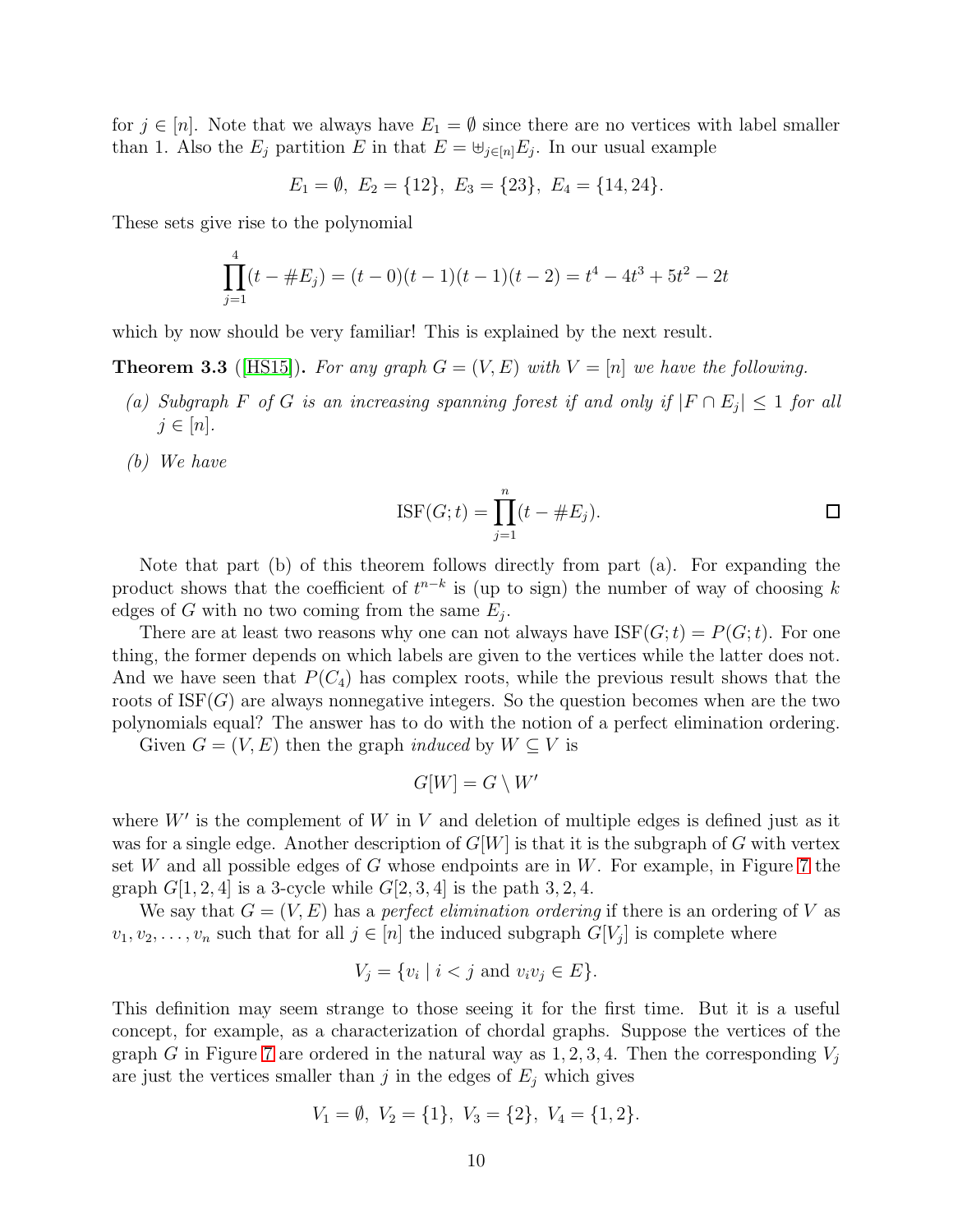for $j \in [n]$. Note that we always have $E_1 = \emptyset$ since there are no vertices with label smaller than 1. Also the $E_j$ partition $E$ in that $E = \uplus_{j\in[n]} E_j$. In our usual example

$$E_1 = \emptyset,\ E_2 = \{12\},\ E_3 = \{23\},\ E_4 = \{14, 24\}.$$

These sets give rise to the polynomial

$$\prod_{j=1}^{4}(t - \#E_j) = (t-0)(t-1)(t-1)(t-2) = t^4 - 4t^3 + 5t^2 - 2t$$

which by now should be very familiar! This is explained by the next result.

**Theorem 3.3** ([HS15]). *For any graph $G = (V, E)$ with $V = [n]$ we have the following.*

*(a) Subgraph $F$ of $G$ is an increasing spanning forest if and only if $|F \cap E_j| \le 1$ for all $j \in [n]$.*

*(b) We have*

$$\mathrm{ISF}(G; t) = \prod_{j=1}^{n}(t - \#E_j).$$

□

Note that part (b) of this theorem follows directly from part (a). For expanding the product shows that the coefficient of $t^{n-k}$ is (up to sign) the number of way of choosing $k$ edges of $G$ with no two coming from the same $E_j$.

There are at least two reasons why one can not always have $\mathrm{ISF}(G; t) = P(G; t)$. For one thing, the former depends on which labels are given to the vertices while the latter does not. And we have seen that $P(C_4)$ has complex roots, while the previous result shows that the roots of $\mathrm{ISF}(G)$ are always nonnegative integers. So the question becomes when are the two polynomials equal? The answer has to do with the notion of a perfect elimination ordering.

Given $G = (V, E)$ then the graph *induced* by $W \subseteq V$ is

$$G[W] = G \setminus W'$$

where $W'$ is the complement of $W$ in $V$ and deletion of multiple edges is defined just as it was for a single edge. Another description of $G[W]$ is that it is the subgraph of $G$ with vertex set $W$ and all possible edges of $G$ whose endpoints are in $W$. For example, in Figure 7 the graph $G[1, 2, 4]$ is a 3-cycle while $G[2, 3, 4]$ is the path $3, 2, 4$.

We say that $G = (V, E)$ has a *perfect elimination ordering* if there is an ordering of $V$ as $v_1, v_2, \ldots, v_n$ such that for all $j \in [n]$ the induced subgraph $G[V_j]$ is complete where

$$V_j = \{v_i \mid i < j \text{ and } v_i v_j \in E\}.$$

This definition may seem strange to those seeing it for the first time. But it is a useful concept, for example, as a characterization of chordal graphs. Suppose the vertices of the graph $G$ in Figure 7 are ordered in the natural way as $1, 2, 3, 4$. Then the corresponding $V_j$ are just the vertices smaller than $j$ in the edges of $E_j$ which gives

$$V_1 = \emptyset,\ V_2 = \{1\},\ V_3 = \{2\},\ V_4 = \{1, 2\}.$$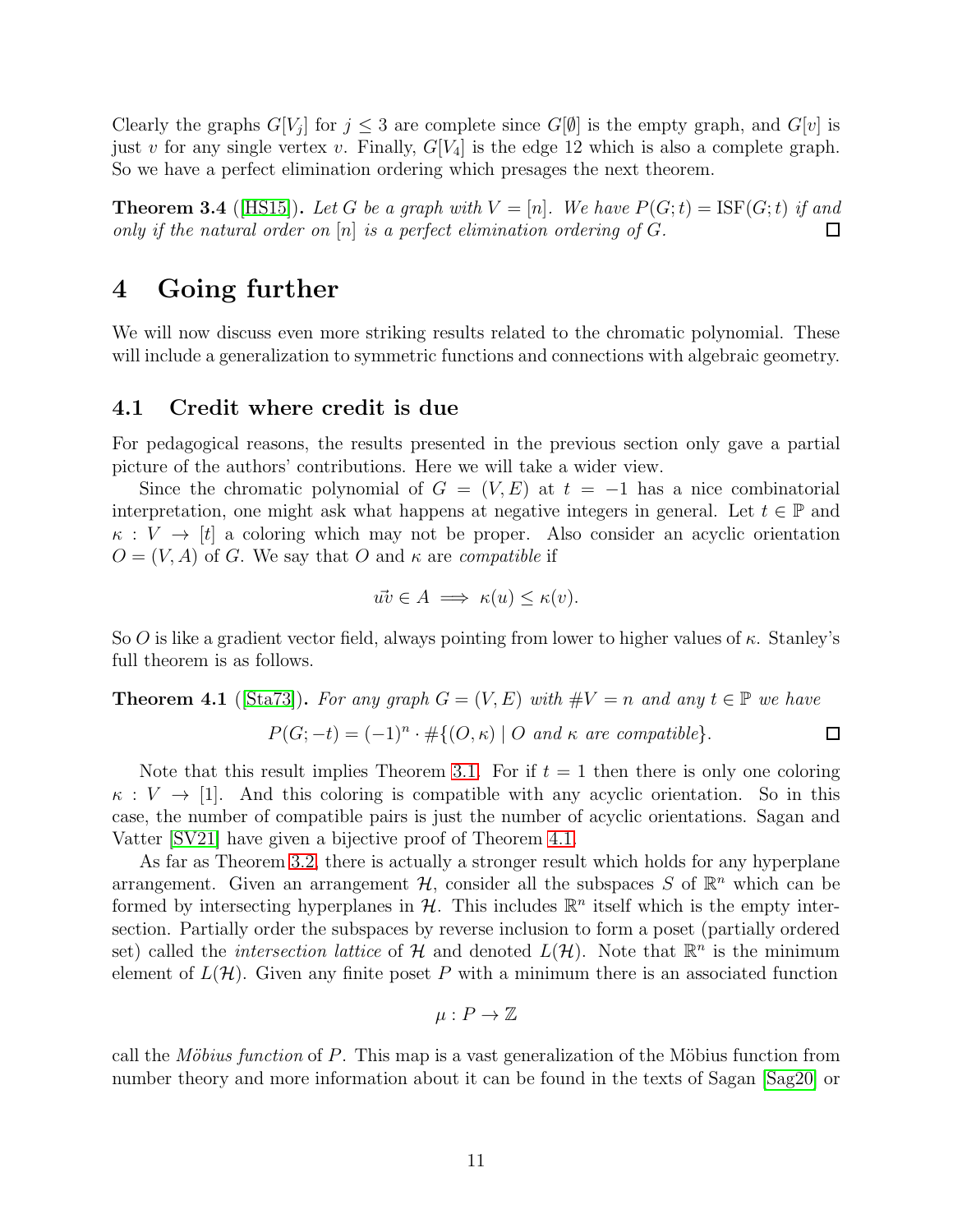Clearly the graphs $G[V_j]$ for $j \leq 3$ are complete since $G[\emptyset]$ is the empty graph, and $G[v]$ is just $v$ for any single vertex $v$. Finally, $G[V_4]$ is the edge 12 which is also a complete graph. So we have a perfect elimination ordering which presages the next theorem.

**Theorem 3.4** ([HS15]). *Let $G$ be a graph with $V = [n]$. We have $P(G;t) = \mathrm{ISF}(G;t)$ if and only if the natural order on $[n]$ is a perfect elimination ordering of $G$.* □

# 4 Going further

We will now discuss even more striking results related to the chromatic polynomial. These will include a generalization to symmetric functions and connections with algebraic geometry.

## 4.1 Credit where credit is due

For pedagogical reasons, the results presented in the previous section only gave a partial picture of the authors' contributions. Here we will take a wider view.

Since the chromatic polynomial of $G = (V, E)$ at $t = -1$ has a nice combinatorial interpretation, one might ask what happens at negative integers in general. Let $t \in \mathbb{P}$ and $\kappa : V \to [t]$ a coloring which may not be proper. Also consider an acyclic orientation $O = (V, A)$ of $G$. We say that $O$ and $\kappa$ are *compatible* if

$$\vec{uv} \in A \implies \kappa(u) \leq \kappa(v).$$

So $O$ is like a gradient vector field, always pointing from lower to higher values of $\kappa$. Stanley's full theorem is as follows.

**Theorem 4.1** ([Sta73]). *For any graph $G = (V, E)$ with $\#V = n$ and any $t \in \mathbb{P}$ we have*

$$P(G;-t) = (-1)^n \cdot \#\{(O, \kappa) \mid O \text{ and } \kappa \text{ are compatible}\}.$$ □

Note that this result implies Theorem 3.1. For if $t = 1$ then there is only one coloring $\kappa : V \to [1]$. And this coloring is compatible with any acyclic orientation. So in this case, the number of compatible pairs is just the number of acyclic orientations. Sagan and Vatter [SV21] have given a bijective proof of Theorem 4.1.

As far as Theorem 3.2, there is actually a stronger result which holds for any hyperplane arrangement. Given an arrangement $\mathcal{H}$, consider all the subspaces $S$ of $\mathbb{R}^n$ which can be formed by intersecting hyperplanes in $\mathcal{H}$. This includes $\mathbb{R}^n$ itself which is the empty intersection. Partially order the subspaces by reverse inclusion to form a poset (partially ordered set) called the *intersection lattice* of $\mathcal{H}$ and denoted $L(\mathcal{H})$. Note that $\mathbb{R}^n$ is the minimum element of $L(\mathcal{H})$. Given any finite poset $P$ with a minimum there is an associated function

$$\mu : P \to \mathbb{Z}$$

call the *Möbius function* of $P$. This map is a vast generalization of the Möbius function from number theory and more information about it can be found in the texts of Sagan [Sag20] or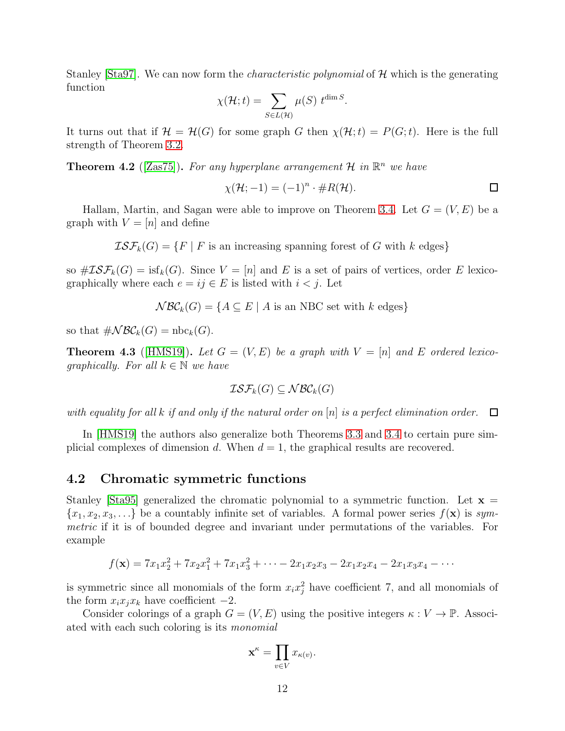Stanley [Sta97]. We can now form the *characteristic polynomial* of $\mathcal{H}$ which is the generating function

$$\chi(\mathcal{H};t) = \sum_{S \in L(\mathcal{H})} \mu(S)\ t^{\dim S}.$$

It turns out that if $\mathcal{H} = \mathcal{H}(G)$ for some graph $G$ then $\chi(\mathcal{H};t) = P(G;t)$. Here is the full strength of Theorem 3.2.

**Theorem 4.2** ([Zas75]). *For any hyperplane arrangement $\mathcal{H}$ in $\mathbb{R}^n$ we have*

$$\chi(\mathcal{H};-1) = (-1)^n \cdot \#R(\mathcal{H}).$$

□

Hallam, Martin, and Sagan were able to improve on Theorem 3.4. Let $G = (V, E)$ be a graph with $V = [n]$ and define

$$\mathcal{ISF}_k(G) = \{F \mid F \text{ is an increasing spanning forest of } G \text{ with } k \text{ edges}\}$$

so $\#\mathcal{ISF}_k(G) = \operatorname{isf}_k(G)$. Since $V = [n]$ and $E$ is a set of pairs of vertices, order $E$ lexicographically where each $e = ij \in E$ is listed with $i < j$. Let

$$\mathcal{NBC}_k(G) = \{A \subseteq E \mid A \text{ is an NBC set with } k \text{ edges}\}$$

so that $\#\mathcal{NBC}_k(G) = \operatorname{nbc}_k(G)$.

**Theorem 4.3** ([HMS19]). *Let $G = (V, E)$ be a graph with $V = [n]$ and $E$ ordered lexicographically. For all $k \in \mathbb{N}$ we have*

$$\mathcal{ISF}_k(G) \subseteq \mathcal{NBC}_k(G)$$

*with equality for all $k$ if and only if the natural order on $[n]$ is a perfect elimination order.* □

In [HMS19] the authors also generalize both Theorems 3.3 and 3.4 to certain pure simplicial complexes of dimension $d$. When $d = 1$, the graphical results are recovered.

## 4.2 Chromatic symmetric functions

Stanley [Sta95] generalized the chromatic polynomial to a symmetric function. Let $\mathbf{x} = \{x_1, x_2, x_3, \ldots\}$ be a countably infinite set of variables. A formal power series $f(\mathbf{x})$ is *symmetric* if it is of bounded degree and invariant under permutations of the variables. For example

$$f(\mathbf{x}) = 7x_1x_2^2 + 7x_2x_1^2 + 7x_1x_3^2 + \cdots - 2x_1x_2x_3 - 2x_1x_2x_4 - 2x_1x_3x_4 - \cdots$$

is symmetric since all monomials of the form $x_ix_j^2$ have coefficient 7, and all monomials of the form $x_ix_jx_k$ have coefficient $-2$.

Consider colorings of a graph $G = (V, E)$ using the positive integers $\kappa : V \to \mathbb{P}$. Associated with each such coloring is its *monomial*

$$\mathbf{x}^\kappa = \prod_{v \in V} x_{\kappa(v)}.$$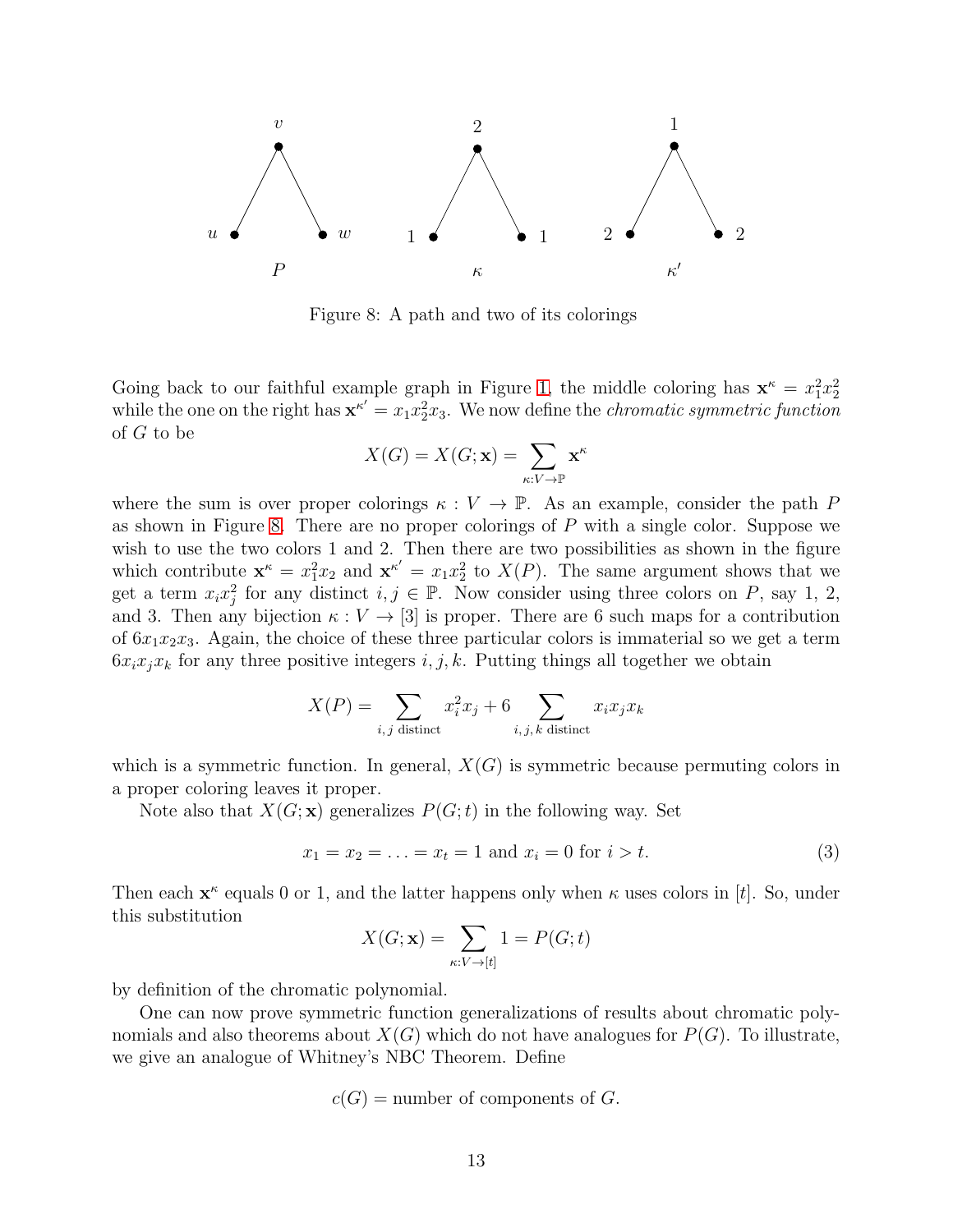Figure 8: A path and two of its colorings

Going back to our faithful example graph in Figure 1, the middle coloring has $\mathbf{x}^\kappa = x_1^2 x_2^2$ while the one on the right has $\mathbf{x}^{\kappa'} = x_1 x_2^2 x_3$. We now define the *chromatic symmetric function* of $G$ to be

$$X(G) = X(G; \mathbf{x}) = \sum_{\kappa: V \to \mathbb{P}} \mathbf{x}^\kappa$$

where the sum is over proper colorings $\kappa : V \to \mathbb{P}$. As an example, consider the path $P$ as shown in Figure 8. There are no proper colorings of $P$ with a single color. Suppose we wish to use the two colors 1 and 2. Then there are two possibilities as shown in the figure which contribute $\mathbf{x}^\kappa = x_1^2 x_2$ and $\mathbf{x}^{\kappa'} = x_1 x_2^2$ to $X(P)$. The same argument shows that we get a term $x_i x_j^2$ for any distinct $i, j \in \mathbb{P}$. Now consider using three colors on $P$, say 1, 2, and 3. Then any bijection $\kappa : V \to [3]$ is proper. There are 6 such maps for a contribution of $6x_1x_2x_3$. Again, the choice of these three particular colors is immaterial so we get a term $6x_ix_jx_k$ for any three positive integers $i, j, k$. Putting things all together we obtain

$$X(P) = \sum_{i,j \text{ distinct}} x_i^2 x_j + 6 \sum_{i,j,k \text{ distinct}} x_i x_j x_k$$

which is a symmetric function. In general, $X(G)$ is symmetric because permuting colors in a proper coloring leaves it proper.

Note also that $X(G; \mathbf{x})$ generalizes $P(G; t)$ in the following way. Set

$$x_1 = x_2 = \ldots = x_t = 1 \text{ and } x_i = 0 \text{ for } i > t. \tag{3}$$

Then each $\mathbf{x}^\kappa$ equals 0 or 1, and the latter happens only when $\kappa$ uses colors in $[t]$. So, under this substitution

$$X(G; \mathbf{x}) = \sum_{\kappa: V \to [t]} 1 = P(G; t)$$

by definition of the chromatic polynomial.

One can now prove symmetric function generalizations of results about chromatic polynomials and also theorems about $X(G)$ which do not have analogues for $P(G)$. To illustrate, we give an analogue of Whitney's NBC Theorem. Define

$$c(G) = \text{number of components of } G.$$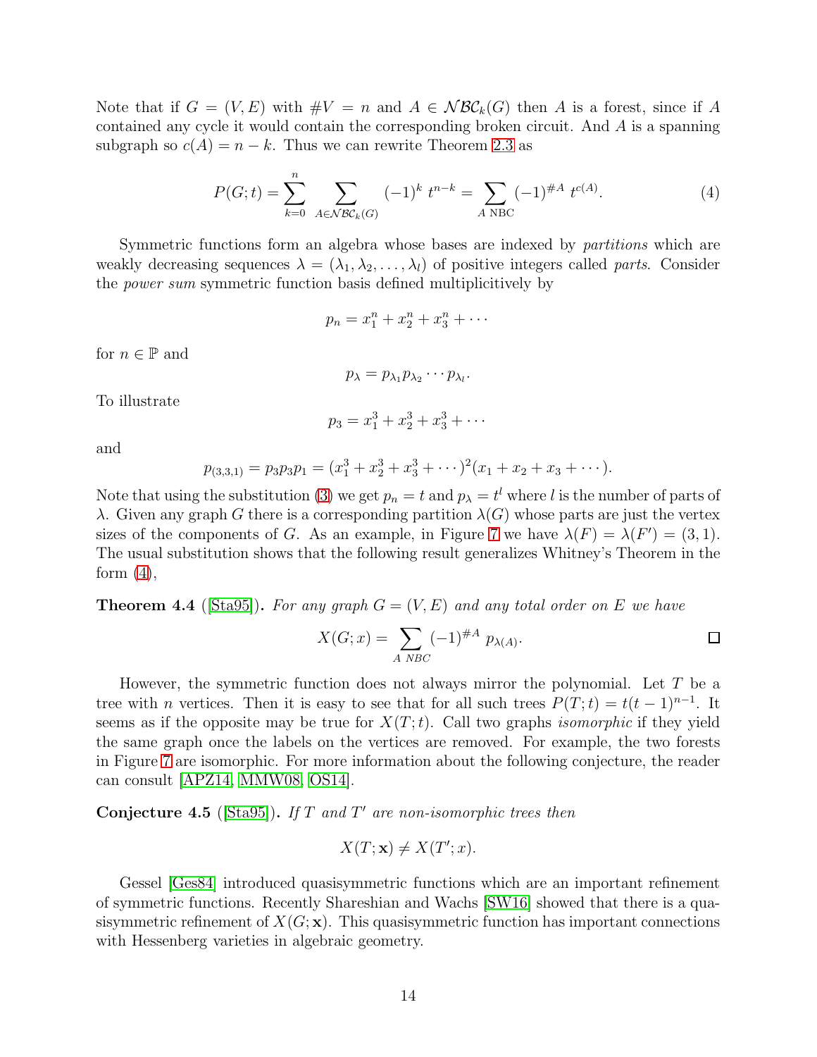Note that if $G = (V, E)$ with $\#V = n$ and $A \in \mathcal{NBC}_k(G)$ then $A$ is a forest, since if $A$ contained any cycle it would contain the corresponding broken circuit. And $A$ is a spanning subgraph so $c(A) = n - k$. Thus we can rewrite Theorem 2.3 as

$$P(G;t) = \sum_{k=0}^{n} \sum_{A \in \mathcal{NBC}_k(G)} (-1)^k \, t^{n-k} = \sum_{A \text{ NBC}} (-1)^{\#A} \, t^{c(A)}. \tag{4}$$

Symmetric functions form an algebra whose bases are indexed by *partitions* which are weakly decreasing sequences $\lambda = (\lambda_1, \lambda_2, \ldots, \lambda_l)$ of positive integers called *parts*. Consider the *power sum* symmetric function basis defined multiplicitively by

$$p_n = x_1^n + x_2^n + x_3^n + \cdots$$

for $n \in \mathbb{P}$ and

$$p_\lambda = p_{\lambda_1} p_{\lambda_2} \cdots p_{\lambda_l}.$$

To illustrate

$$p_3 = x_1^3 + x_2^3 + x_3^3 + \cdots$$

and

$$p_{(3,3,1)} = p_3 p_3 p_1 = (x_1^3 + x_2^3 + x_3^3 + \cdots)^2 (x_1 + x_2 + x_3 + \cdots).$$

Note that using the substitution (3) we get $p_n = t$ and $p_\lambda = t^l$ where $l$ is the number of parts of $\lambda$. Given any graph $G$ there is a corresponding partition $\lambda(G)$ whose parts are just the vertex sizes of the components of $G$. As an example, in Figure 7 we have $\lambda(F) = \lambda(F') = (3, 1)$. The usual substitution shows that the following result generalizes Whitney's Theorem in the form (4),

**Theorem 4.4** ([Sta95]). *For any graph $G = (V, E)$ and any total order on $E$ we have*

$$X(G;x) = \sum_{A \text{ NBC}} (-1)^{\#A} \, p_{\lambda(A)}. \qquad \square$$

However, the symmetric function does not always mirror the polynomial. Let $T$ be a tree with $n$ vertices. Then it is easy to see that for all such trees $P(T;t) = t(t-1)^{n-1}$. It seems as if the opposite may be true for $X(T;t)$. Call two graphs *isomorphic* if they yield the same graph once the labels on the vertices are removed. For example, the two forests in Figure 7 are isomorphic. For more information about the following conjecture, the reader can consult [APZ14, MMW08, OS14].

**Conjecture 4.5** ([Sta95]). *If $T$ and $T'$ are non-isomorphic trees then*

$$X(T;\mathbf{x}) \neq X(T';x).$$

Gessel [Ges84] introduced quasisymmetric functions which are an important refinement of symmetric functions. Recently Shareshian and Wachs [SW16] showed that there is a quasisymmetric refinement of $X(G;\mathbf{x})$. This quasisymmetric function has important connections with Hessenberg varieties in algebraic geometry.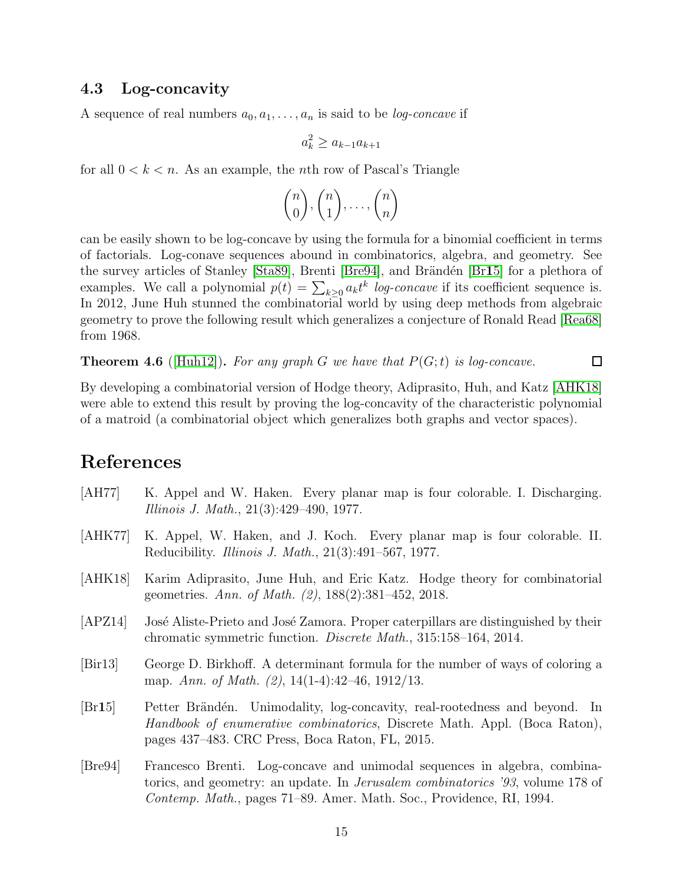### 4.3 Log-concavity

A sequence of real numbers $a_0, a_1, \ldots, a_n$ is said to be *log-concave* if

$$a_k^2 \geq a_{k-1}a_{k+1}$$

for all $0 < k < n$. As an example, the $n$th row of Pascal's Triangle

$$\binom{n}{0}, \binom{n}{1}, \ldots, \binom{n}{n}$$

can be easily shown to be log-concave by using the formula for a binomial coefficient in terms of factorials. Log-conave sequences abound in combinatorics, algebra, and geometry. See the survey articles of Stanley [Sta89], Brenti [Bre94], and Brändén [Br**1**5] for a plethora of examples. We call a polynomial $p(t) = \sum_{k\geq 0} a_k t^k$ *log-concave* if its coefficient sequence is. In 2012, June Huh stunned the combinatorial world by using deep methods from algebraic geometry to prove the following result which generalizes a conjecture of Ronald Read [Rea68] from 1968.

**Theorem 4.6** ([Huh12]). *For any graph $G$ we have that $P(G;t)$ is log-concave.* □

By developing a combinatorial version of Hodge theory, Adiprasito, Huh, and Katz [AHK18] were able to extend this result by proving the log-concavity of the characteristic polynomial of a matroid (a combinatorial object which generalizes both graphs and vector spaces).

## References

[AH77] K. Appel and W. Haken. Every planar map is four colorable. I. Discharging. *Illinois J. Math.*, 21(3):429–490, 1977.

[AHK77] K. Appel, W. Haken, and J. Koch. Every planar map is four colorable. II. Reducibility. *Illinois J. Math.*, 21(3):491–567, 1977.

[AHK18] Karim Adiprasito, June Huh, and Eric Katz. Hodge theory for combinatorial geometries. *Ann. of Math. (2)*, 188(2):381–452, 2018.

[APZ14] José Aliste-Prieto and José Zamora. Proper caterpillars are distinguished by their chromatic symmetric function. *Discrete Math.*, 315:158–164, 2014.

[Bir13] George D. Birkhoff. A determinant formula for the number of ways of coloring a map. *Ann. of Math. (2)*, 14(1-4):42–46, 1912/13.

[Br**1**5] Petter Brändén. Unimodality, log-concavity, real-rootedness and beyond. In *Handbook of enumerative combinatorics*, Discrete Math. Appl. (Boca Raton), pages 437–483. CRC Press, Boca Raton, FL, 2015.

[Bre94] Francesco Brenti. Log-concave and unimodal sequences in algebra, combinatorics, and geometry: an update. In *Jerusalem combinatorics '93*, volume 178 of *Contemp. Math.*, pages 71–89. Amer. Math. Soc., Providence, RI, 1994.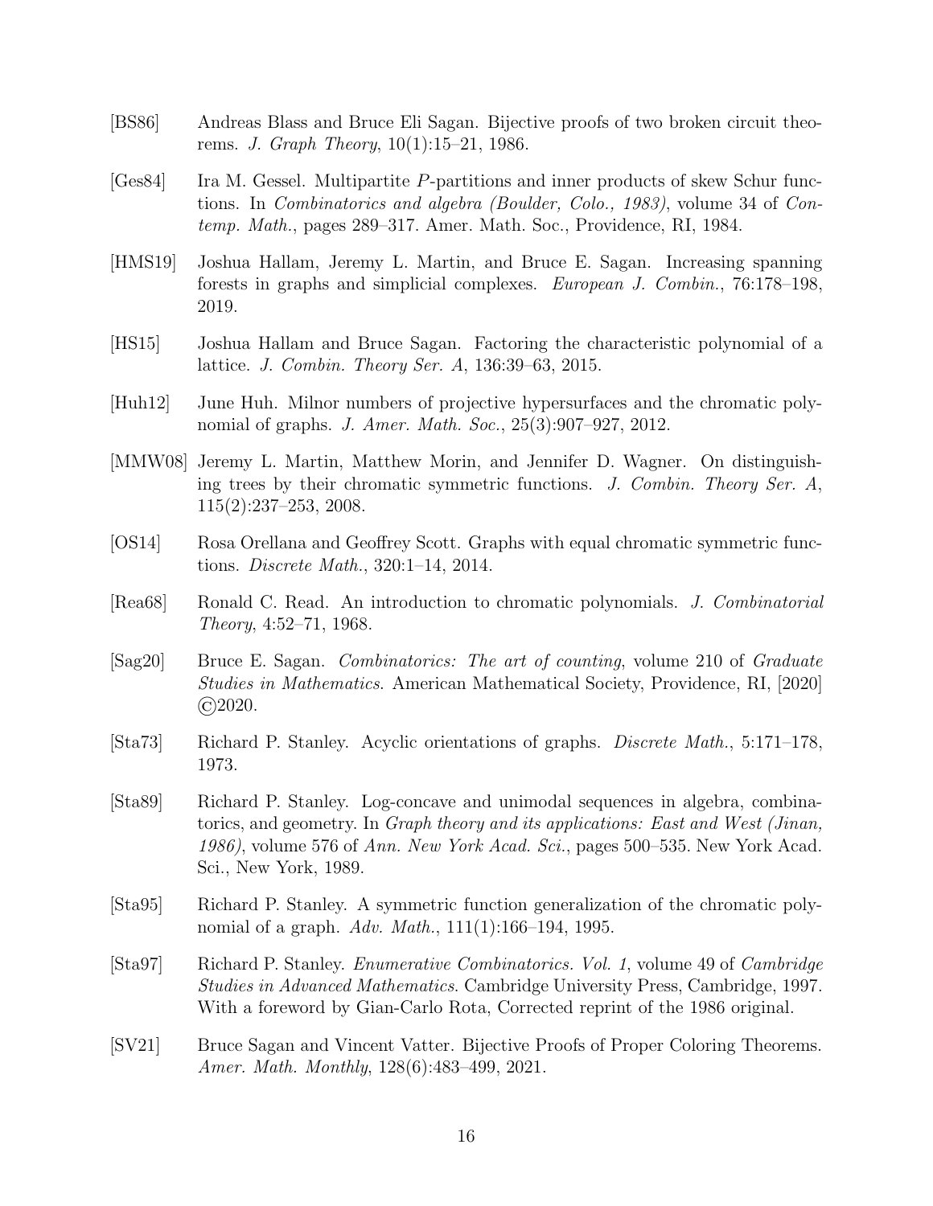[BS86] Andreas Blass and Bruce Eli Sagan. Bijective proofs of two broken circuit theorems. *J. Graph Theory*, 10(1):15–21, 1986.

[Ges84] Ira M. Gessel. Multipartite $P$-partitions and inner products of skew Schur functions. In *Combinatorics and algebra (Boulder, Colo., 1983)*, volume 34 of *Contemp. Math.*, pages 289–317. Amer. Math. Soc., Providence, RI, 1984.

[HMS19] Joshua Hallam, Jeremy L. Martin, and Bruce E. Sagan. Increasing spanning forests in graphs and simplicial complexes. *European J. Combin.*, 76:178–198, 2019.

[HS15] Joshua Hallam and Bruce Sagan. Factoring the characteristic polynomial of a lattice. *J. Combin. Theory Ser. A*, 136:39–63, 2015.

[Huh12] June Huh. Milnor numbers of projective hypersurfaces and the chromatic polynomial of graphs. *J. Amer. Math. Soc.*, 25(3):907–927, 2012.

[MMW08] Jeremy L. Martin, Matthew Morin, and Jennifer D. Wagner. On distinguishing trees by their chromatic symmetric functions. *J. Combin. Theory Ser. A*, 115(2):237–253, 2008.

[OS14] Rosa Orellana and Geoffrey Scott. Graphs with equal chromatic symmetric functions. *Discrete Math.*, 320:1–14, 2014.

[Rea68] Ronald C. Read. An introduction to chromatic polynomials. *J. Combinatorial Theory*, 4:52–71, 1968.

[Sag20] Bruce E. Sagan. *Combinatorics: The art of counting*, volume 210 of *Graduate Studies in Mathematics*. American Mathematical Society, Providence, RI, [2020] ©2020.

[Sta73] Richard P. Stanley. Acyclic orientations of graphs. *Discrete Math.*, 5:171–178, 1973.

[Sta89] Richard P. Stanley. Log-concave and unimodal sequences in algebra, combinatorics, and geometry. In *Graph theory and its applications: East and West (Jinan, 1986)*, volume 576 of *Ann. New York Acad. Sci.*, pages 500–535. New York Acad. Sci., New York, 1989.

[Sta95] Richard P. Stanley. A symmetric function generalization of the chromatic polynomial of a graph. *Adv. Math.*, 111(1):166–194, 1995.

[Sta97] Richard P. Stanley. *Enumerative Combinatorics. Vol. 1*, volume 49 of *Cambridge Studies in Advanced Mathematics*. Cambridge University Press, Cambridge, 1997. With a foreword by Gian-Carlo Rota, Corrected reprint of the 1986 original.

[SV21] Bruce Sagan and Vincent Vatter. Bijective Proofs of Proper Coloring Theorems. *Amer. Math. Monthly*, 128(6):483–499, 2021.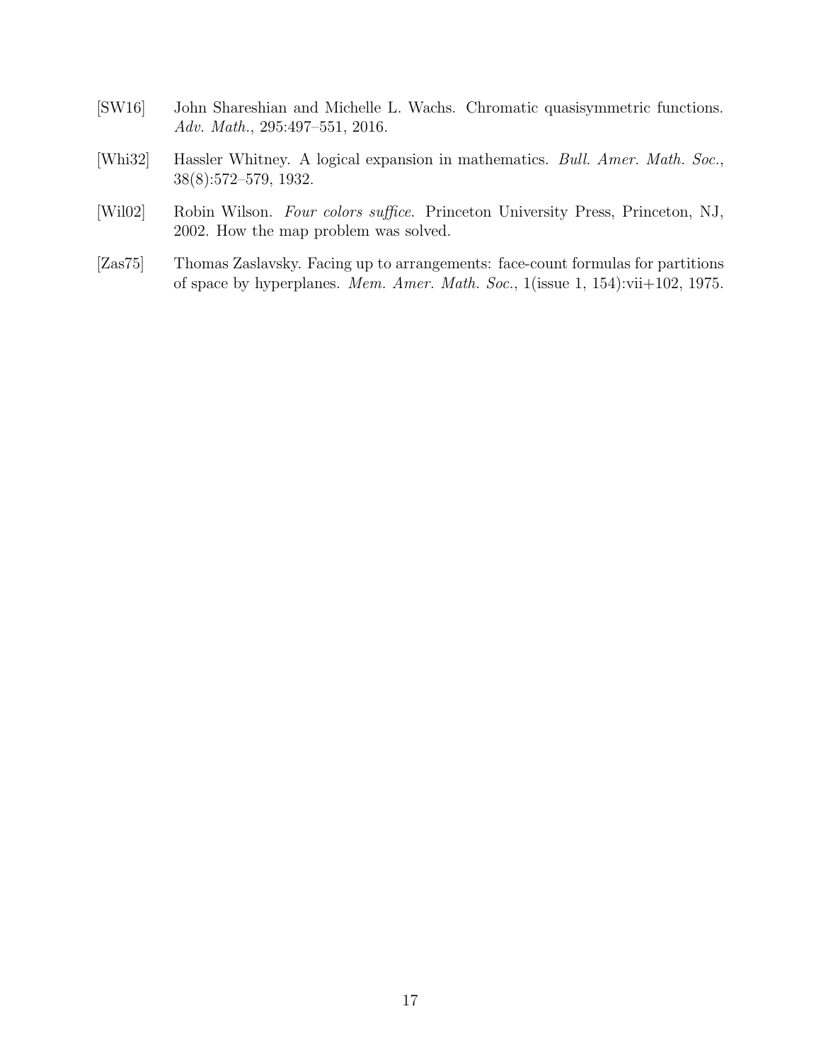[SW16] John Shareshian and Michelle L. Wachs. Chromatic quasisymmetric functions. *Adv. Math.*, 295:497–551, 2016.

[Whi32] Hassler Whitney. A logical expansion in mathematics. *Bull. Amer. Math. Soc.*, 38(8):572–579, 1932.

[Wil02] Robin Wilson. *Four colors suffice*. Princeton University Press, Princeton, NJ, 2002. How the map problem was solved.

[Zas75] Thomas Zaslavsky. Facing up to arrangements: face-count formulas for partitions of space by hyperplanes. *Mem. Amer. Math. Soc.*, 1(issue 1, 154):vii+102, 1975.